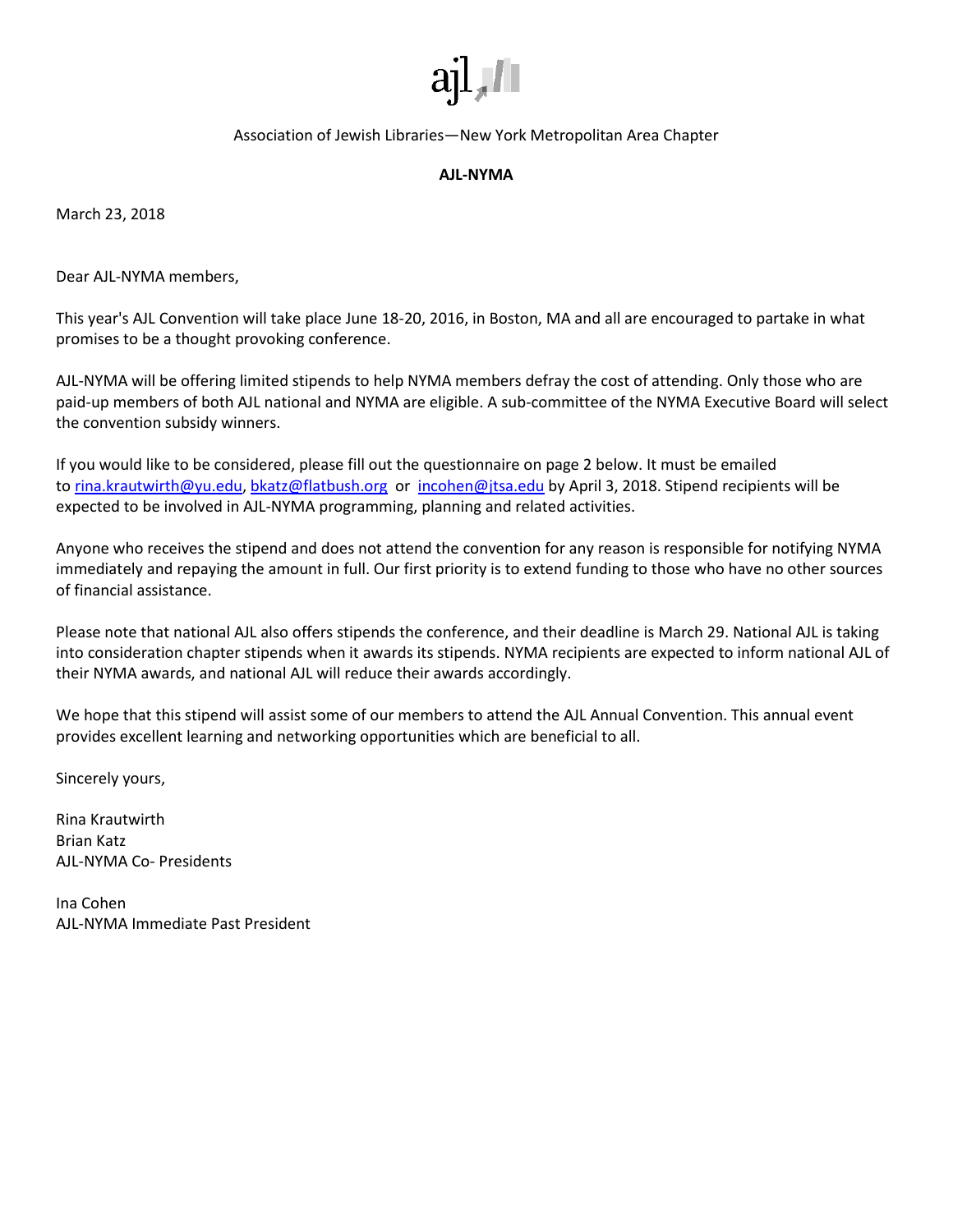Association of Jewish Libraries—New York Metropolitan Area Chapter

**AJL-NYMA**

March 23, 2018

Dear AJL-NYMA members,

This year's AJL Convention will take place June 18-20, 2016, in Boston, MA and all are encouraged to partake in what promises to be a thought provoking conference.

AJL-NYMA will be offering limited stipends to help NYMA members defray the cost of attending. Only those who are paid-up members of both AJL national and NYMA are eligible. A sub-committee of the NYMA Executive Board will select the convention subsidy winners.

If you would like to be considered, please fill out the questionnaire on page 2 below. It must be emailed to rina.krautwirth@yu.edu, bkatz@flatbush.org or incohen@jtsa.edu by April 3, 2018. Stipend recipients will be expected to be involved in AJL-NYMA programming, planning and related activities.

Anyone who receives the stipend and does not attend the convention for any reason is responsible for notifying NYMA immediately and repaying the amount in full. Our first priority is to extend funding to those who have no other sources of financial assistance.

Please note that national AJL also offers stipends the conference, and their deadline is March 29. National AJL is taking into consideration chapter stipends when it awards its stipends. NYMA recipients are expected to inform national AJL of their NYMA awards, and national AJL will reduce their awards accordingly.

We hope that this stipend will assist some of our members to attend the AJL Annual Convention. This annual event provides excellent learning and networking opportunities which are beneficial to all.

Sincerely yours,

Rina Krautwirth  
Brian Katz  
AJL-NYMA Co- Presidents

Ina Cohen  
AJL-NYMA Immediate Past President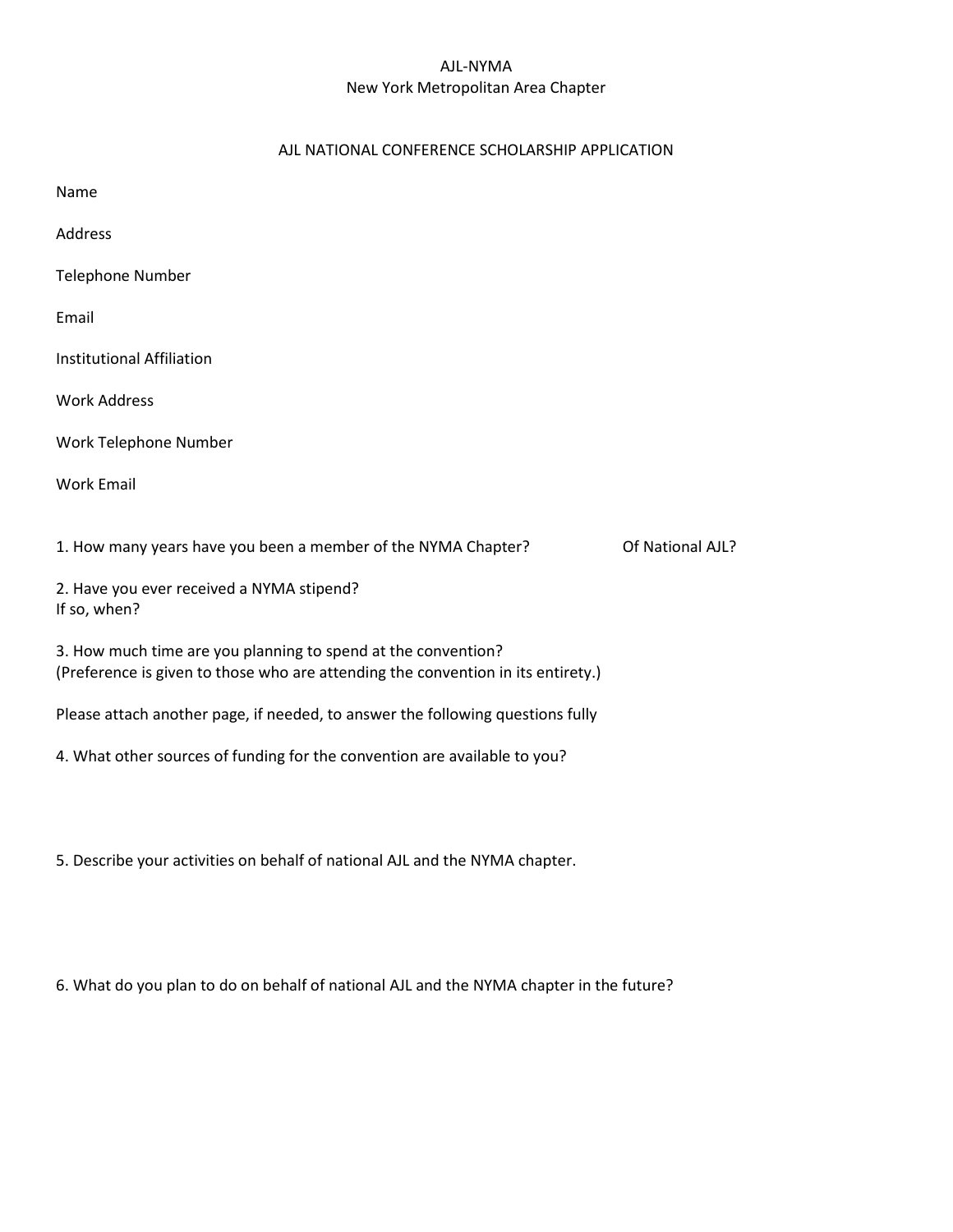AJL-NYMA
New York Metropolitan Area Chapter

AJL NATIONAL CONFERENCE SCHOLARSHIP APPLICATION

Name

Address

Telephone Number

Email

Institutional Affiliation

Work Address

Work Telephone Number

Work Email

1. How many years have you been a member of the NYMA Chapter? Of National AJL?

2. Have you ever received a NYMA stipend?
If so, when?

3. How much time are you planning to spend at the convention?
(Preference is given to those who are attending the convention in its entirety.)

Please attach another page, if needed, to answer the following questions fully

4. What other sources of funding for the convention are available to you?

5. Describe your activities on behalf of national AJL and the NYMA chapter.

6. What do you plan to do on behalf of national AJL and the NYMA chapter in the future?